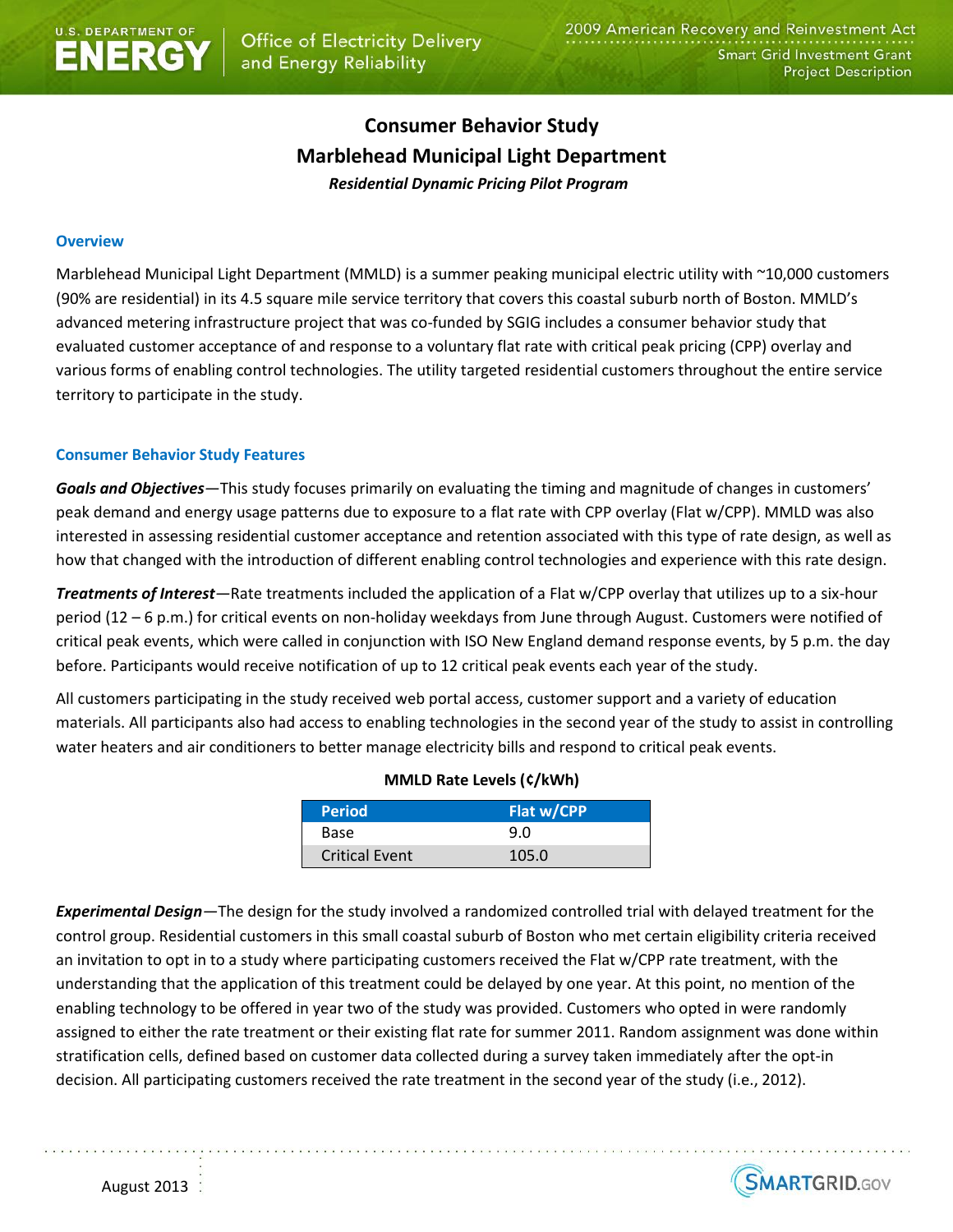# Consumer Behavior Study

# Marblehead Municipal Light Department

***Residential Dynamic Pricing Pilot Program***

## Overview

Marblehead Municipal Light Department (MMLD) is a summer peaking municipal electric utility with ~10,000 customers (90% are residential) in its 4.5 square mile service territory that covers this coastal suburb north of Boston. MMLD's advanced metering infrastructure project that was co-funded by SGIG includes a consumer behavior study that evaluated customer acceptance of and response to a voluntary flat rate with critical peak pricing (CPP) overlay and various forms of enabling control technologies. The utility targeted residential customers throughout the entire service territory to participate in the study.

## Consumer Behavior Study Features

***Goals and Objectives***—This study focuses primarily on evaluating the timing and magnitude of changes in customers' peak demand and energy usage patterns due to exposure to a flat rate with CPP overlay (Flat w/CPP). MMLD was also interested in assessing residential customer acceptance and retention associated with this type of rate design, as well as how that changed with the introduction of different enabling control technologies and experience with this rate design.

***Treatments of Interest***—Rate treatments included the application of a Flat w/CPP overlay that utilizes up to a six-hour period (12 – 6 p.m.) for critical events on non-holiday weekdays from June through August. Customers were notified of critical peak events, which were called in conjunction with ISO New England demand response events, by 5 p.m. the day before. Participants would receive notification of up to 12 critical peak events each year of the study.

All customers participating in the study received web portal access, customer support and a variety of education materials. All participants also had access to enabling technologies in the second year of the study to assist in controlling water heaters and air conditioners to better manage electricity bills and respond to critical peak events.

**MMLD Rate Levels (¢/kWh)**

| Period | Flat w/CPP |
|---|---|
| Base | 9.0 |
| Critical Event | 105.0 |

***Experimental Design***—The design for the study involved a randomized controlled trial with delayed treatment for the control group. Residential customers in this small coastal suburb of Boston who met certain eligibility criteria received an invitation to opt in to a study where participating customers received the Flat w/CPP rate treatment, with the understanding that the application of this treatment could be delayed by one year. At this point, no mention of the enabling technology to be offered in year two of the study was provided. Customers who opted in were randomly assigned to either the rate treatment or their existing flat rate for summer 2011. Random assignment was done within stratification cells, defined based on customer data collected during a survey taken immediately after the opt-in decision. All participating customers received the rate treatment in the second year of the study (i.e., 2012).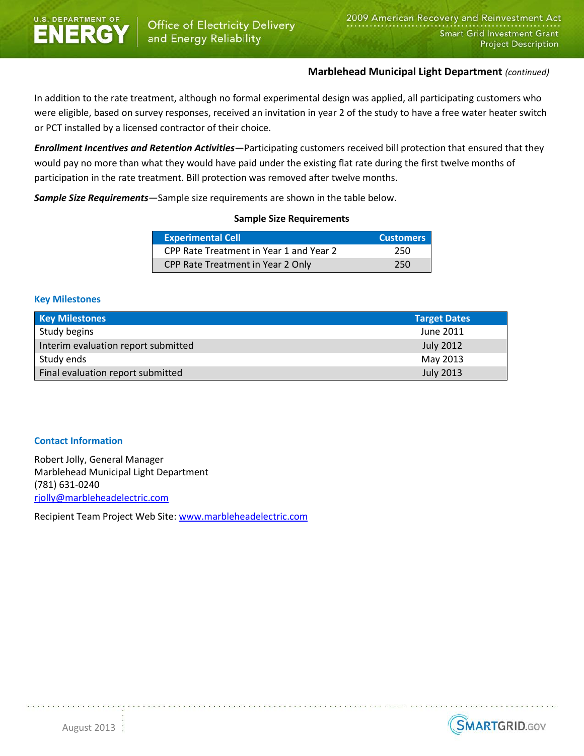**Marblehead Municipal Light Department** *(continued)*

In addition to the rate treatment, although no formal experimental design was applied, all participating customers who were eligible, based on survey responses, received an invitation in year 2 of the study to have a free water heater switch or PCT installed by a licensed contractor of their choice.

***Enrollment Incentives and Retention Activities***—Participating customers received bill protection that ensured that they would pay no more than what they would have paid under the existing flat rate during the first twelve months of participation in the rate treatment. Bill protection was removed after twelve months.

***Sample Size Requirements***—Sample size requirements are shown in the table below.

**Sample Size Requirements**

| Experimental Cell | Customers |
|---|---|
| CPP Rate Treatment in Year 1 and Year 2 | 250 |
| CPP Rate Treatment in Year 2 Only | 250 |

## Key Milestones

| Key Milestones | Target Dates |
|---|---|
| Study begins | June 2011 |
| Interim evaluation report submitted | July 2012 |
| Study ends | May 2013 |
| Final evaluation report submitted | July 2013 |

## Contact Information

Robert Jolly, General Manager
Marblehead Municipal Light Department
(781) 631-0240
rjolly@marbleheadelectric.com

Recipient Team Project Web Site: www.marbleheadelectric.com